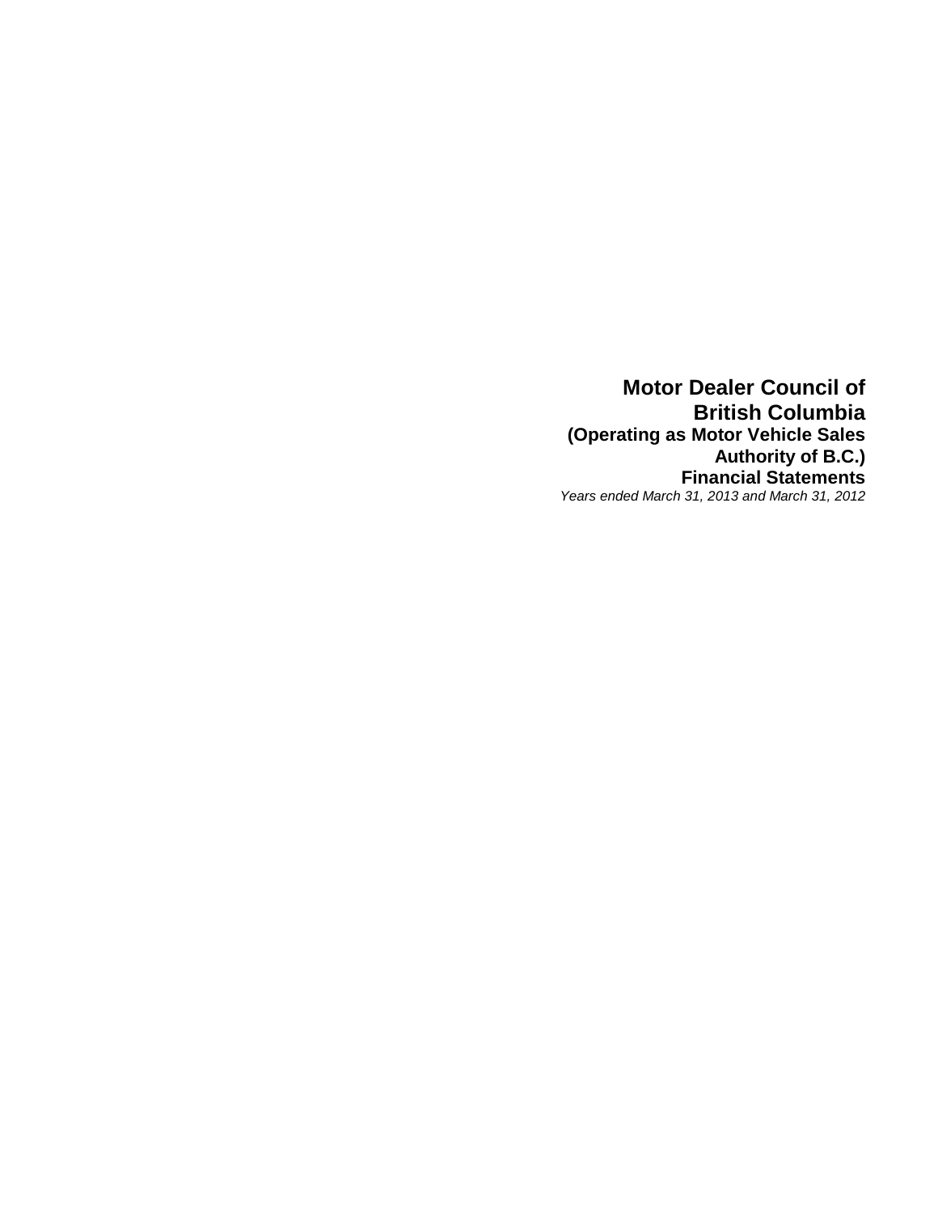# Motor Dealer Council of British Columbia

## (Operating as Motor Vehicle Sales Authority of B.C.)

## Financial Statements

*Years ended March 31, 2013 and March 31, 2012*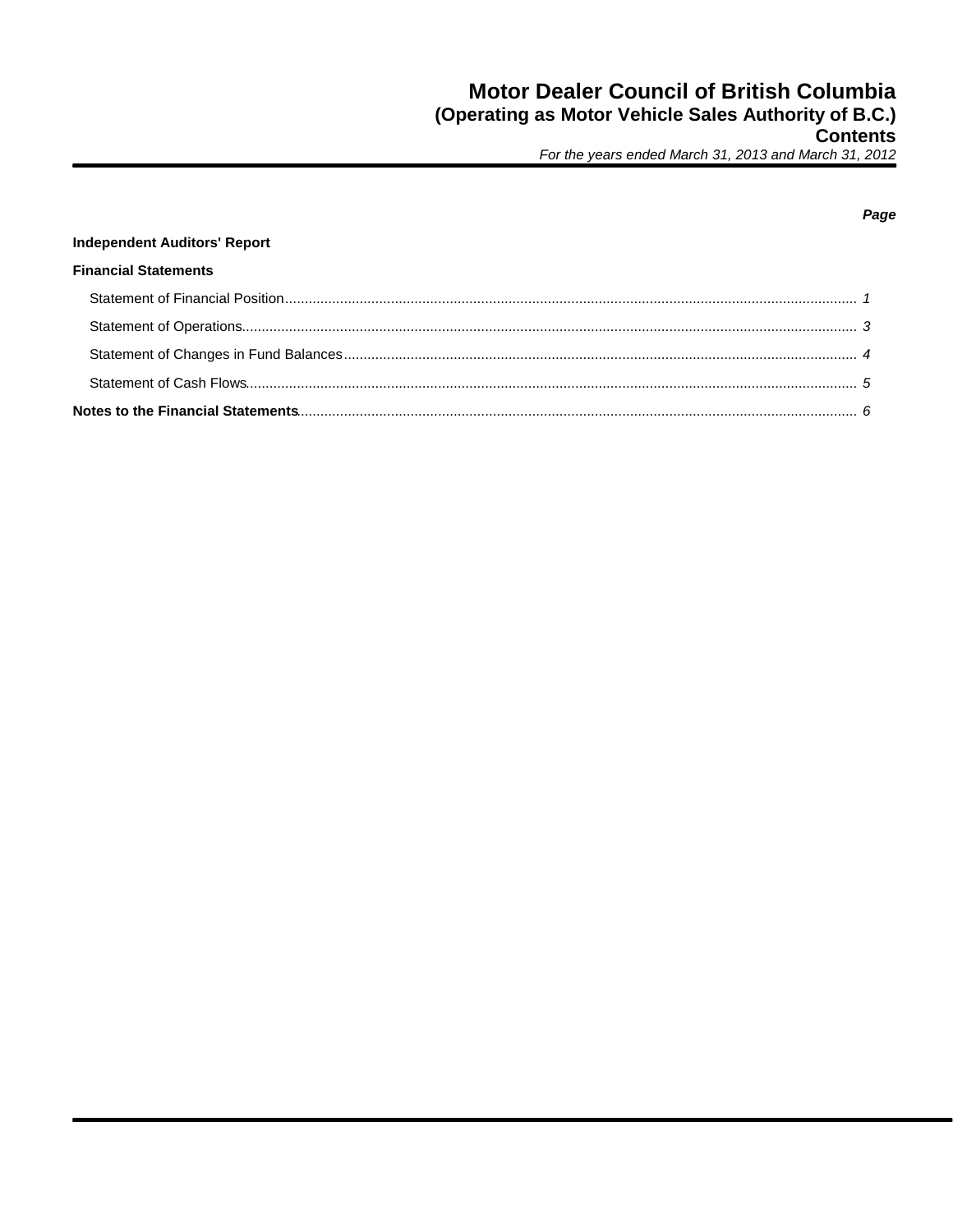# Motor Dealer Council of British Columbia
## (Operating as Motor Vehicle Sales Authority of B.C.)
## Contents
*For the years ended March 31, 2013 and March 31, 2012*

| | *Page* |
|---|---|
| **Independent Auditors' Report** | |
| **Financial Statements** | |
| Statement of Financial Position | *1* |
| Statement of Operations | *3* |
| Statement of Changes in Fund Balances | *4* |
| Statement of Cash Flows | *5* |
| **Notes to the Financial Statements** | *6* |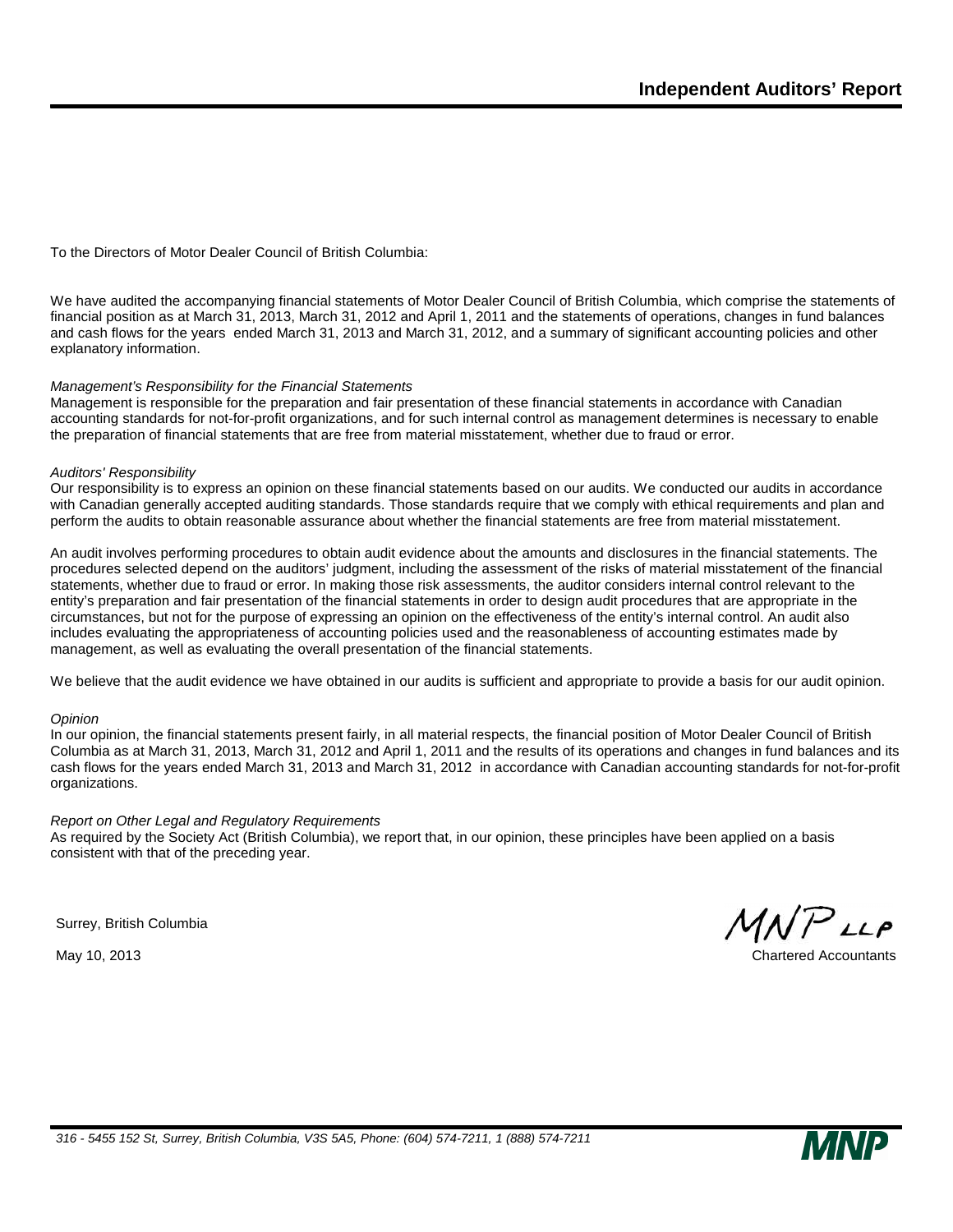# Independent Auditors' Report

To the Directors of Motor Dealer Council of British Columbia:

We have audited the accompanying financial statements of Motor Dealer Council of British Columbia, which comprise the statements of financial position as at March 31, 2013, March 31, 2012 and April 1, 2011 and the statements of operations, changes in fund balances and cash flows for the years ended March 31, 2013 and March 31, 2012, and a summary of significant accounting policies and other explanatory information.

*Management's Responsibility for the Financial Statements*

Management is responsible for the preparation and fair presentation of these financial statements in accordance with Canadian accounting standards for not-for-profit organizations, and for such internal control as management determines is necessary to enable the preparation of financial statements that are free from material misstatement, whether due to fraud or error.

*Auditors' Responsibility*

Our responsibility is to express an opinion on these financial statements based on our audits. We conducted our audits in accordance with Canadian generally accepted auditing standards. Those standards require that we comply with ethical requirements and plan and perform the audits to obtain reasonable assurance about whether the financial statements are free from material misstatement.

An audit involves performing procedures to obtain audit evidence about the amounts and disclosures in the financial statements. The procedures selected depend on the auditors' judgment, including the assessment of the risks of material misstatement of the financial statements, whether due to fraud or error. In making those risk assessments, the auditor considers internal control relevant to the entity's preparation and fair presentation of the financial statements in order to design audit procedures that are appropriate in the circumstances, but not for the purpose of expressing an opinion on the effectiveness of the entity's internal control. An audit also includes evaluating the appropriateness of accounting policies used and the reasonableness of accounting estimates made by management, as well as evaluating the overall presentation of the financial statements.

We believe that the audit evidence we have obtained in our audits is sufficient and appropriate to provide a basis for our audit opinion.

*Opinion*

In our opinion, the financial statements present fairly, in all material respects, the financial position of Motor Dealer Council of British Columbia as at March 31, 2013, March 31, 2012 and April 1, 2011 and the results of its operations and changes in fund balances and its cash flows for the years ended March 31, 2013 and March 31, 2012 in accordance with Canadian accounting standards for not-for-profit organizations.

*Report on Other Legal and Regulatory Requirements*

As required by the Society Act (British Columbia), we report that, in our opinion, these principles have been applied on a basis consistent with that of the preceding year.

Surrey, British Columbia

May 10, 2013

MNP LLP

Chartered Accountants

*316 - 5455 152 St, Surrey, British Columbia, V3S 5A5, Phone: (604) 574-7211, 1 (888) 574-7211*

MNP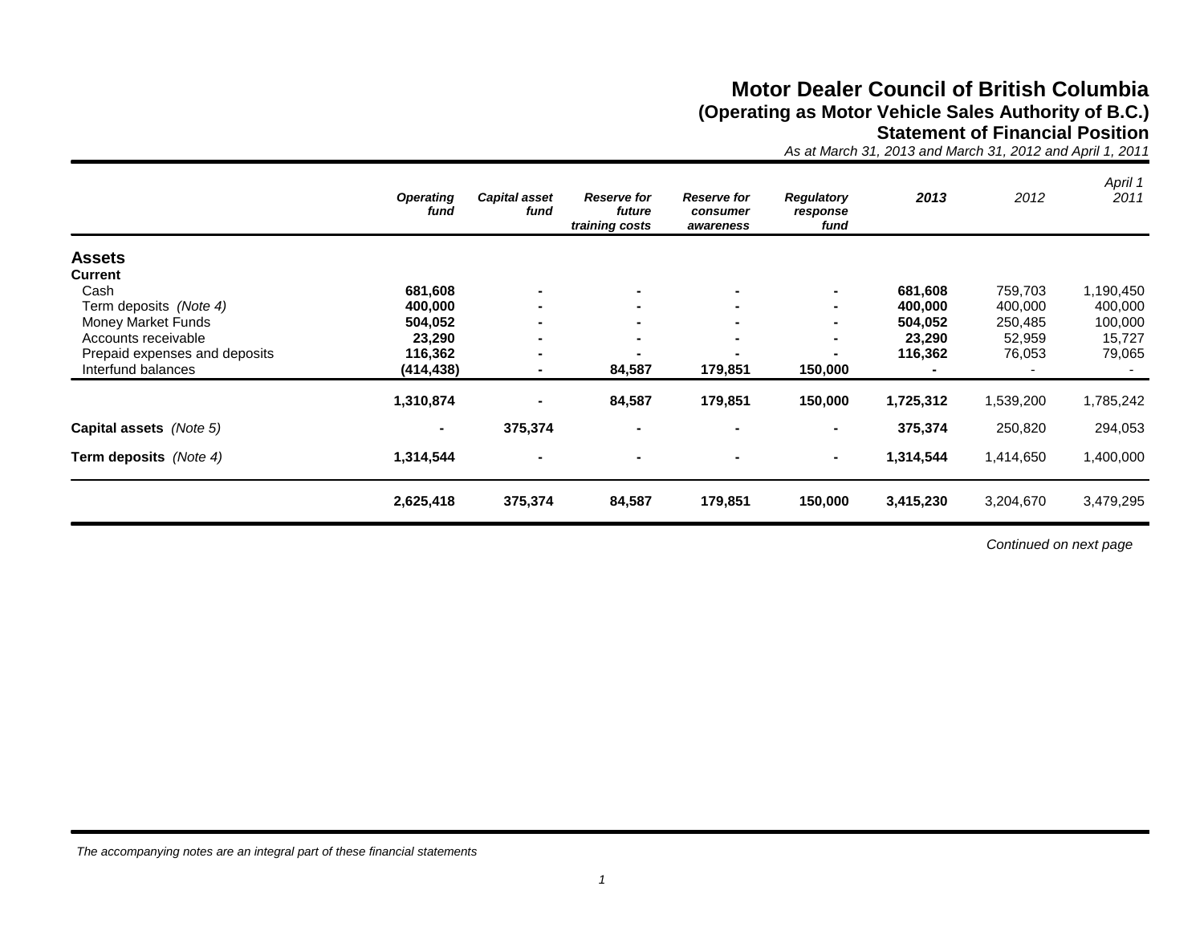# Motor Dealer Council of British Columbia

## (Operating as Motor Vehicle Sales Authority of B.C.)

## Statement of Financial Position

*As at March 31, 2013 and March 31, 2012 and April 1, 2011*

| | *Operating fund* | *Capital asset fund* | *Reserve for future training costs* | *Reserve for consumer awareness* | *Regulatory response fund* | *2013* | *2012* | *April 1 2011* |
|---|---|---|---|---|---|---|---|---|
| **Assets** | | | | | | | | |
| **Current** | | | | | | | | |
| Cash | **681,608** | **-** | **-** | **-** | **-** | **681,608** | 759,703 | 1,190,450 |
| Term deposits *(Note 4)* | **400,000** | **-** | **-** | **-** | **-** | **400,000** | 400,000 | 400,000 |
| Money Market Funds | **504,052** | **-** | **-** | **-** | **-** | **504,052** | 250,485 | 100,000 |
| Accounts receivable | **23,290** | **-** | **-** | **-** | **-** | **23,290** | 52,959 | 15,727 |
| Prepaid expenses and deposits | **116,362** | **-** | **-** | **-** | **-** | **116,362** | 76,053 | 79,065 |
| Interfund balances | **(414,438)** | **-** | **84,587** | **179,851** | **150,000** | **-** | - | - |
| | **1,310,874** | **-** | **84,587** | **179,851** | **150,000** | **1,725,312** | 1,539,200 | 1,785,242 |
| **Capital assets** *(Note 5)* | **-** | **375,374** | **-** | **-** | **-** | **375,374** | 250,820 | 294,053 |
| **Term deposits** *(Note 4)* | **1,314,544** | **-** | **-** | **-** | **-** | **1,314,544** | 1,414,650 | 1,400,000 |
| | **2,625,418** | **375,374** | **84,587** | **179,851** | **150,000** | **3,415,230** | 3,204,670 | 3,479,295 |

*Continued on next page*

*The accompanying notes are an integral part of these financial statements*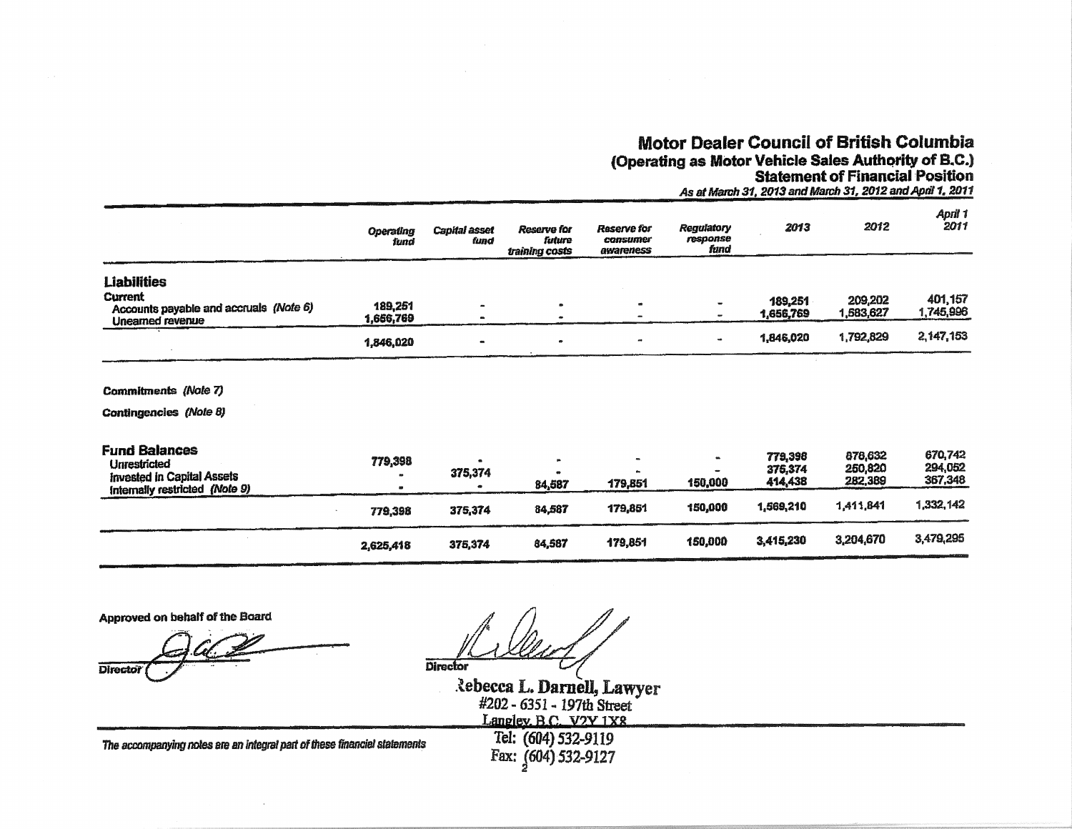# Motor Dealer Council of British Columbia
## (Operating as Motor Vehicle Sales Authority of B.C.)
### Statement of Financial Position

*As at March 31, 2013 and March 31, 2012 and April 1, 2011*

| | *Operating fund* | *Capital asset fund* | *Reserve for future training costs* | *Reserve for consumer awareness* | *Regulatory response fund* | *2013* | *2012* | *April 1 2011* |
|---|---|---|---|---|---|---|---|---|
| **Liabilities** | | | | | | | | |
| **Current** | | | | | | | | |
| Accounts payable and accruals *(Note 6)* | 189,251 | - | - | - | - | 189,251 | 209,202 | 401,157 |
| Unearned revenue | 1,656,769 | - | - | - | - | 1,656,769 | 1,583,627 | 1,745,996 |
| | 1,846,020 | - | - | - | - | 1,846,020 | 1,792,829 | 2,147,153 |
| **Commitments** *(Note 7)* | | | | | | | | |
| **Contingencies** *(Note 8)* | | | | | | | | |
| **Fund Balances** | | | | | | | | |
| Unrestricted | 779,398 | - | - | - | - | 779,398 | 878,632 | 670,742 |
| Invested in Capital Assets | - | 375,374 | - | - | - | 375,374 | 250,820 | 294,052 |
| Internally restricted *(Note 9)* | - | - | 84,587 | 179,851 | 150,000 | 414,438 | 282,389 | 367,348 |
| | 779,398 | 375,374 | 84,587 | 179,851 | 150,000 | 1,569,210 | 1,411,841 | 1,332,142 |
| | 2,625,418 | 375,374 | 84,587 | 179,851 | 150,000 | 3,415,230 | 3,204,670 | 3,479,295 |

**Approved on behalf of the Board**

Director

Director

Rebecca L. Darnell, Lawyer
#202 - 6351 - 197th Street
Langley, B.C. V2Y 1X8
Tel: (604) 532-9119
Fax: (604) 532-9127

*The accompanying notes are an integral part of these financial statements*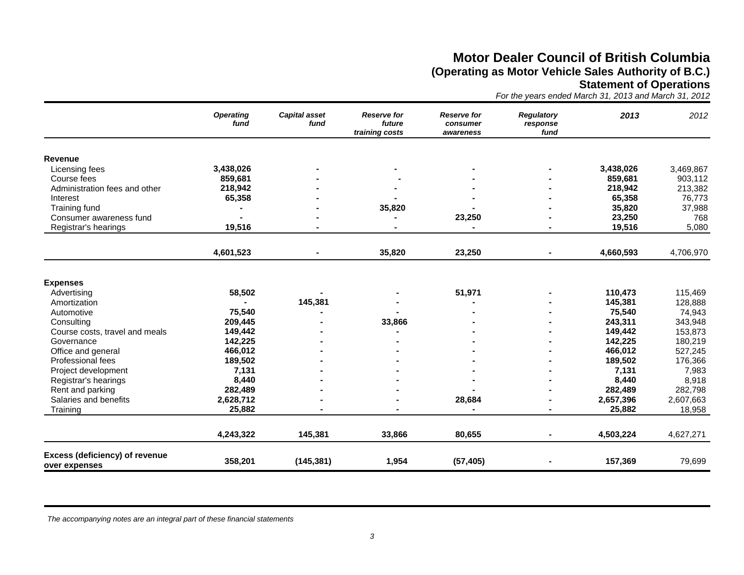# Motor Dealer Council of British Columbia

## (Operating as Motor Vehicle Sales Authority of B.C.)

### Statement of Operations

*For the years ended March 31, 2013 and March 31, 2012*

| | *Operating fund* | *Capital asset fund* | *Reserve for future training costs* | *Reserve for consumer awareness* | *Regulatory response fund* | *2013* | *2012* |
|---|---|---|---|---|---|---|---|
| **Revenue** | | | | | | | |
| Licensing fees | **3,438,026** | **-** | **-** | **-** | **-** | **3,438,026** | 3,469,867 |
| Course fees | **859,681** | **-** | **-** | **-** | **-** | **859,681** | 903,112 |
| Administration fees and other | **218,942** | **-** | **-** | **-** | **-** | **218,942** | 213,382 |
| Interest | **65,358** | **-** | **-** | **-** | **-** | **65,358** | 76,773 |
| Training fund | **-** | **-** | **35,820** | **-** | **-** | **35,820** | 37,988 |
| Consumer awareness fund | **-** | **-** | **-** | **23,250** | **-** | **23,250** | 768 |
| Registrar's hearings | **19,516** | **-** | **-** | **-** | **-** | **19,516** | 5,080 |
| | **4,601,523** | **-** | **35,820** | **23,250** | **-** | **4,660,593** | 4,706,970 |
| **Expenses** | | | | | | | |
| Advertising | **58,502** | **-** | **-** | **51,971** | **-** | **110,473** | 115,469 |
| Amortization | **-** | **145,381** | **-** | **-** | **-** | **145,381** | 128,888 |
| Automotive | **75,540** | **-** | **-** | **-** | **-** | **75,540** | 74,943 |
| Consulting | **209,445** | **-** | **33,866** | **-** | **-** | **243,311** | 343,948 |
| Course costs, travel and meals | **149,442** | **-** | **-** | **-** | **-** | **149,442** | 153,873 |
| Governance | **142,225** | **-** | **-** | **-** | **-** | **142,225** | 180,219 |
| Office and general | **466,012** | **-** | **-** | **-** | **-** | **466,012** | 527,245 |
| Professional fees | **189,502** | **-** | **-** | **-** | **-** | **189,502** | 176,366 |
| Project development | **7,131** | **-** | **-** | **-** | **-** | **7,131** | 7,983 |
| Registrar's hearings | **8,440** | **-** | **-** | **-** | **-** | **8,440** | 8,918 |
| Rent and parking | **282,489** | **-** | **-** | **-** | **-** | **282,489** | 282,798 |
| Salaries and benefits | **2,628,712** | **-** | **-** | **28,684** | **-** | **2,657,396** | 2,607,663 |
| Training | **25,882** | **-** | **-** | **-** | **-** | **25,882** | 18,958 |
| | **4,243,322** | **145,381** | **33,866** | **80,655** | **-** | **4,503,224** | 4,627,271 |
| **Excess (deficiency) of revenue over expenses** | **358,201** | **(145,381)** | **1,954** | **(57,405)** | **-** | **157,369** | 79,699 |

*The accompanying notes are an integral part of these financial statements*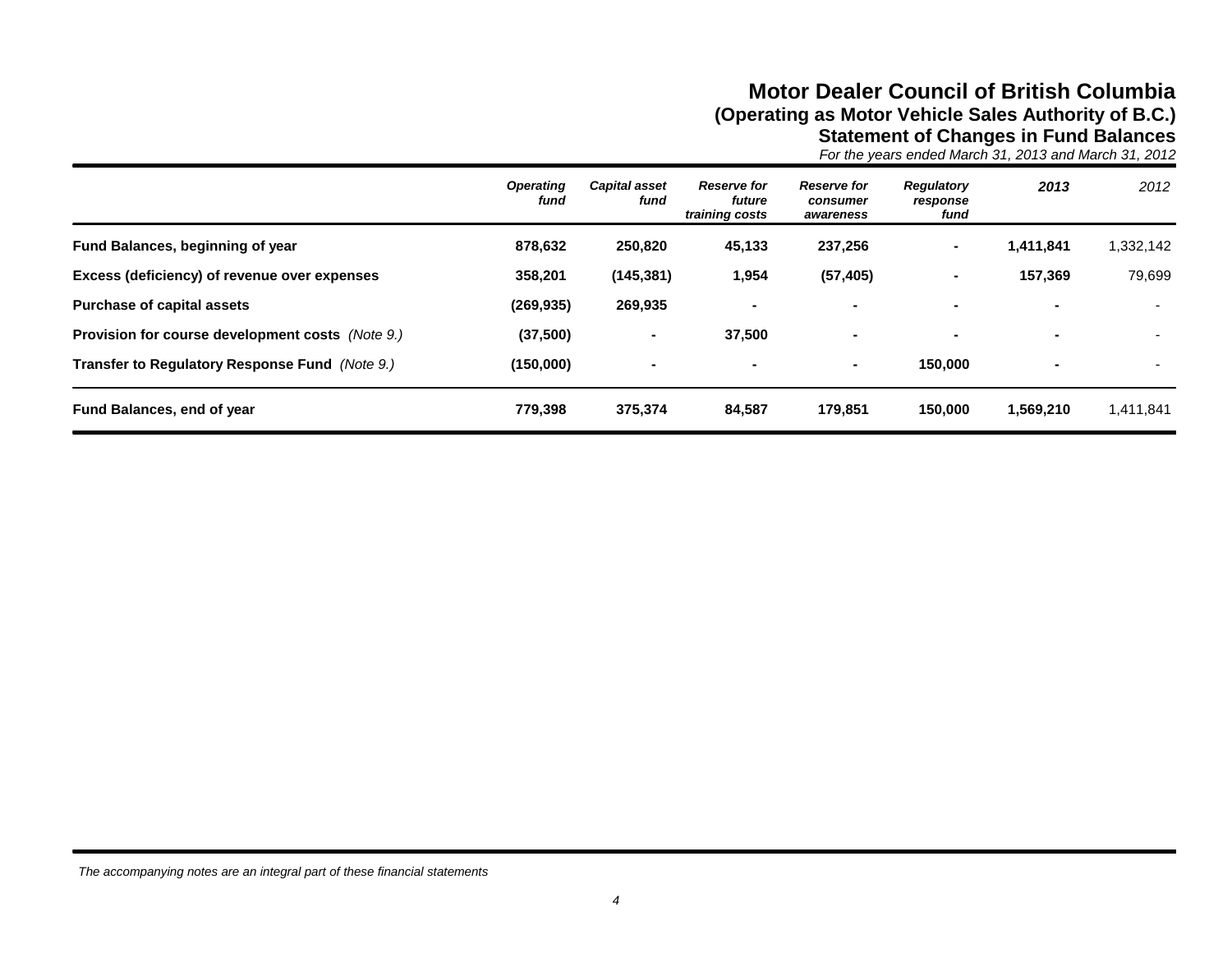# Motor Dealer Council of British Columbia

## (Operating as Motor Vehicle Sales Authority of B.C.)

## Statement of Changes in Fund Balances

*For the years ended March 31, 2013 and March 31, 2012*

| | *Operating fund* | *Capital asset fund* | *Reserve for future training costs* | *Reserve for consumer awareness* | *Regulatory response fund* | ***2013*** | *2012* |
|---|---|---|---|---|---|---|---|
| **Fund Balances, beginning of year** | **878,632** | **250,820** | **45,133** | **237,256** | **-** | **1,411,841** | 1,332,142 |
| **Excess (deficiency) of revenue over expenses** | **358,201** | **(145,381)** | **1,954** | **(57,405)** | **-** | **157,369** | 79,699 |
| **Purchase of capital assets** | **(269,935)** | **269,935** | **-** | **-** | **-** | **-** | - |
| **Provision for course development costs** *(Note 9.)* | **(37,500)** | **-** | **37,500** | **-** | **-** | **-** | - |
| **Transfer to Regulatory Response Fund** *(Note 9.)* | **(150,000)** | **-** | **-** | **-** | **150,000** | **-** | - |
| **Fund Balances, end of year** | **779,398** | **375,374** | **84,587** | **179,851** | **150,000** | **1,569,210** | 1,411,841 |

*The accompanying notes are an integral part of these financial statements*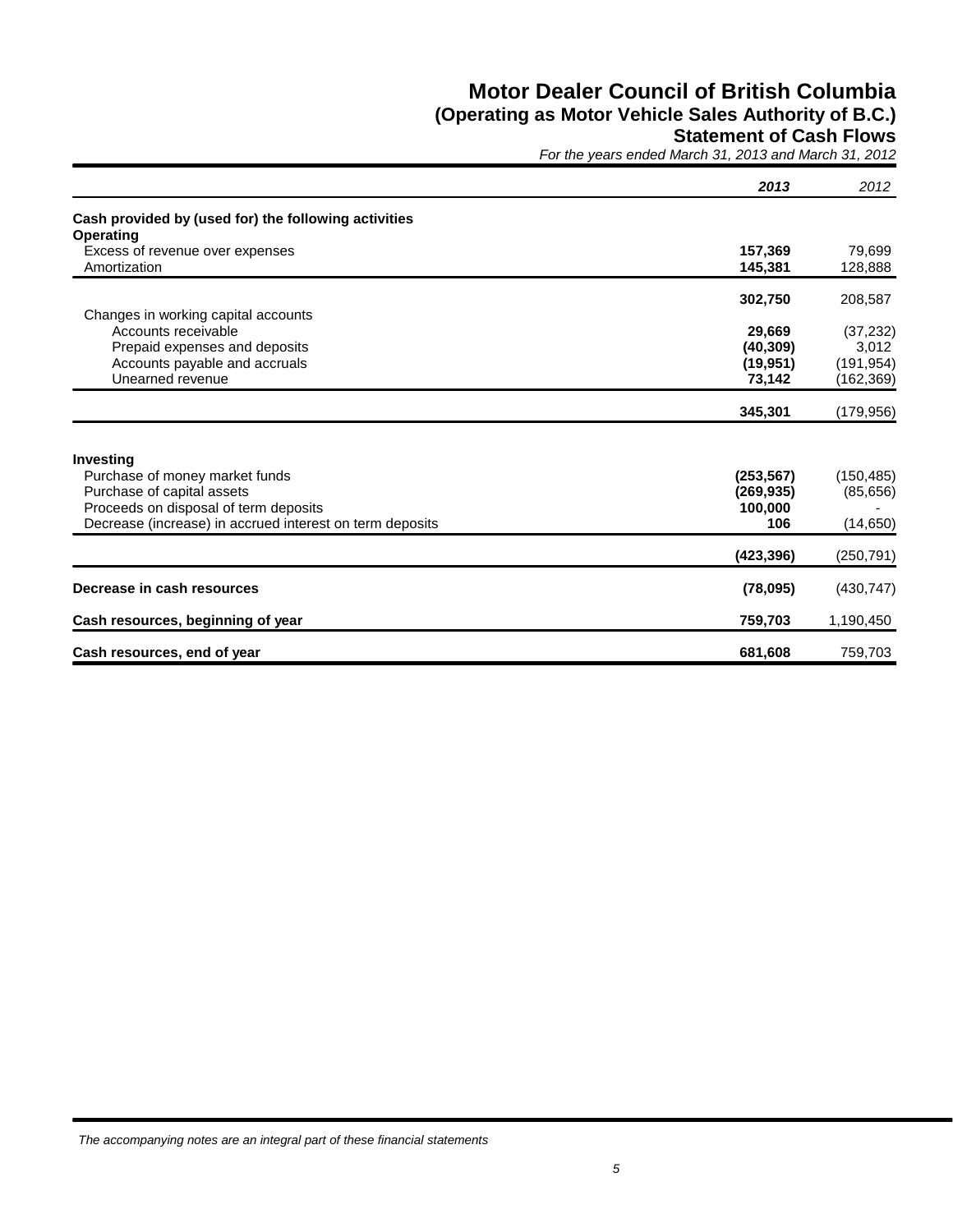# Motor Dealer Council of British Columbia
## (Operating as Motor Vehicle Sales Authority of B.C.)
## Statement of Cash Flows

*For the years ended March 31, 2013 and March 31, 2012*

| | ***2013*** | *2012* |
|---|---|---|
| **Cash provided by (used for) the following activities** | | |
| **Operating** | | |
| Excess of revenue over expenses | **157,369** | 79,699 |
| Amortization | **145,381** | 128,888 |
| | **302,750** | 208,587 |
| Changes in working capital accounts | | |
| Accounts receivable | **29,669** | (37,232) |
| Prepaid expenses and deposits | **(40,309)** | 3,012 |
| Accounts payable and accruals | **(19,951)** | (191,954) |
| Unearned revenue | **73,142** | (162,369) |
| | **345,301** | (179,956) |
| **Investing** | | |
| Purchase of money market funds | **(253,567)** | (150,485) |
| Purchase of capital assets | **(269,935)** | (85,656) |
| Proceeds on disposal of term deposits | **100,000** | - |
| Decrease (increase) in accrued interest on term deposits | **106** | (14,650) |
| | **(423,396)** | (250,791) |
| **Decrease in cash resources** | **(78,095)** | (430,747) |
| **Cash resources, beginning of year** | **759,703** | 1,190,450 |
| **Cash resources, end of year** | **681,608** | 759,703 |

*The accompanying notes are an integral part of these financial statements*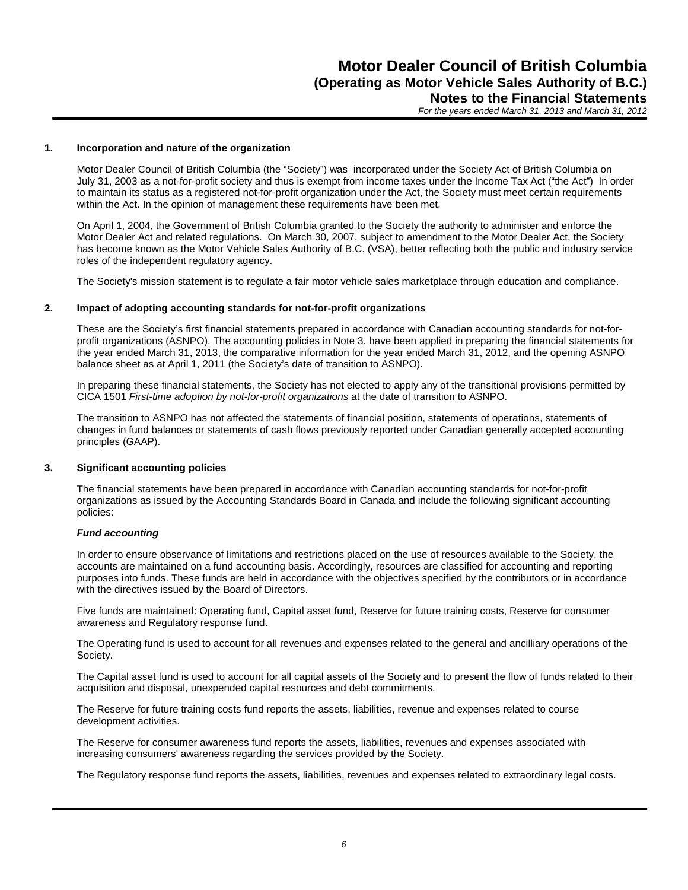# Motor Dealer Council of British Columbia
## (Operating as Motor Vehicle Sales Authority of B.C.)
## Notes to the Financial Statements
*For the years ended March 31, 2013 and March 31, 2012*

### 1. Incorporation and nature of the organization

Motor Dealer Council of British Columbia (the "Society") was incorporated under the Society Act of British Columbia on July 31, 2003 as a not-for-profit society and thus is exempt from income taxes under the Income Tax Act ("the Act") In order to maintain its status as a registered not-for-profit organization under the Act, the Society must meet certain requirements within the Act. In the opinion of management these requirements have been met.

On April 1, 2004, the Government of British Columbia granted to the Society the authority to administer and enforce the Motor Dealer Act and related regulations. On March 30, 2007, subject to amendment to the Motor Dealer Act, the Society has become known as the Motor Vehicle Sales Authority of B.C. (VSA), better reflecting both the public and industry service roles of the independent regulatory agency.

The Society's mission statement is to regulate a fair motor vehicle sales marketplace through education and compliance.

### 2. Impact of adopting accounting standards for not-for-profit organizations

These are the Society's first financial statements prepared in accordance with Canadian accounting standards for not-for-profit organizations (ASNPO). The accounting policies in Note 3. have been applied in preparing the financial statements for the year ended March 31, 2013, the comparative information for the year ended March 31, 2012, and the opening ASNPO balance sheet as at April 1, 2011 (the Society's date of transition to ASNPO).

In preparing these financial statements, the Society has not elected to apply any of the transitional provisions permitted by CICA 1501 *First-time adoption by not-for-profit organizations* at the date of transition to ASNPO.

The transition to ASNPO has not affected the statements of financial position, statements of operations, statements of changes in fund balances or statements of cash flows previously reported under Canadian generally accepted accounting principles (GAAP).

### 3. Significant accounting policies

The financial statements have been prepared in accordance with Canadian accounting standards for not-for-profit organizations as issued by the Accounting Standards Board in Canada and include the following significant accounting policies:

***Fund accounting***

In order to ensure observance of limitations and restrictions placed on the use of resources available to the Society, the accounts are maintained on a fund accounting basis. Accordingly, resources are classified for accounting and reporting purposes into funds. These funds are held in accordance with the objectives specified by the contributors or in accordance with the directives issued by the Board of Directors.

Five funds are maintained: Operating fund, Capital asset fund, Reserve for future training costs, Reserve for consumer awareness and Regulatory response fund.

The Operating fund is used to account for all revenues and expenses related to the general and ancilliary operations of the Society.

The Capital asset fund is used to account for all capital assets of the Society and to present the flow of funds related to their acquisition and disposal, unexpended capital resources and debt commitments.

The Reserve for future training costs fund reports the assets, liabilities, revenue and expenses related to course development activities.

The Reserve for consumer awareness fund reports the assets, liabilities, revenues and expenses associated with increasing consumers' awareness regarding the services provided by the Society.

The Regulatory response fund reports the assets, liabilities, revenues and expenses related to extraordinary legal costs.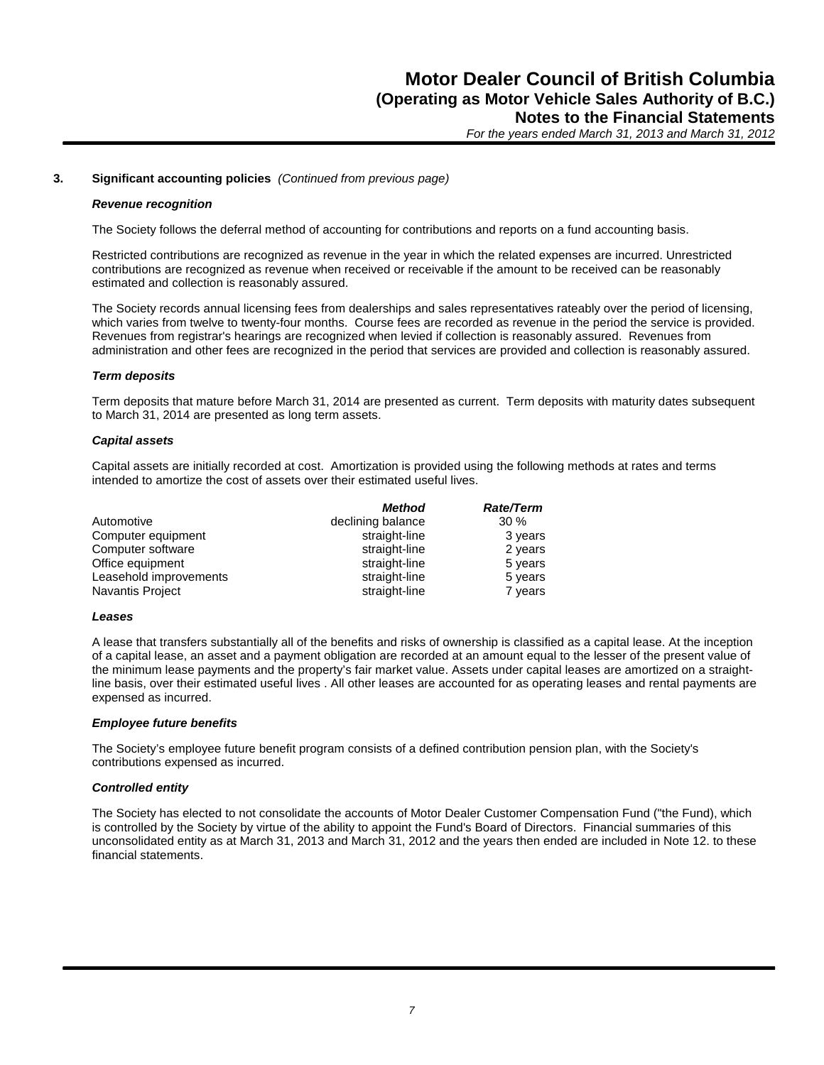### 3. Significant accounting policies *(Continued from previous page)*

#### *Revenue recognition*

The Society follows the deferral method of accounting for contributions and reports on a fund accounting basis.

Restricted contributions are recognized as revenue in the year in which the related expenses are incurred. Unrestricted contributions are recognized as revenue when received or receivable if the amount to be received can be reasonably estimated and collection is reasonably assured.

The Society records annual licensing fees from dealerships and sales representatives rateably over the period of licensing, which varies from twelve to twenty-four months. Course fees are recorded as revenue in the period the service is provided. Revenues from registrar's hearings are recognized when levied if collection is reasonably assured. Revenues from administration and other fees are recognized in the period that services are provided and collection is reasonably assured.

#### *Term deposits*

Term deposits that mature before March 31, 2014 are presented as current. Term deposits with maturity dates subsequent to March 31, 2014 are presented as long term assets.

#### *Capital assets*

Capital assets are initially recorded at cost. Amortization is provided using the following methods at rates and terms intended to amortize the cost of assets over their estimated useful lives.

| | *Method* | *Rate/Term* |
|---|---|---|
| Automotive | declining balance | 30 % |
| Computer equipment | straight-line | 3 years |
| Computer software | straight-line | 2 years |
| Office equipment | straight-line | 5 years |
| Leasehold improvements | straight-line | 5 years |
| Navantis Project | straight-line | 7 years |

#### *Leases*

A lease that transfers substantially all of the benefits and risks of ownership is classified as a capital lease. At the inception of a capital lease, an asset and a payment obligation are recorded at an amount equal to the lesser of the present value of the minimum lease payments and the property's fair market value. Assets under capital leases are amortized on a straight-line basis, over their estimated useful lives . All other leases are accounted for as operating leases and rental payments are expensed as incurred.

#### *Employee future benefits*

The Society's employee future benefit program consists of a defined contribution pension plan, with the Society's contributions expensed as incurred.

#### *Controlled entity*

The Society has elected to not consolidate the accounts of Motor Dealer Customer Compensation Fund ("the Fund), which is controlled by the Society by virtue of the ability to appoint the Fund's Board of Directors. Financial summaries of this unconsolidated entity as at March 31, 2013 and March 31, 2012 and the years then ended are included in Note 12. to these financial statements.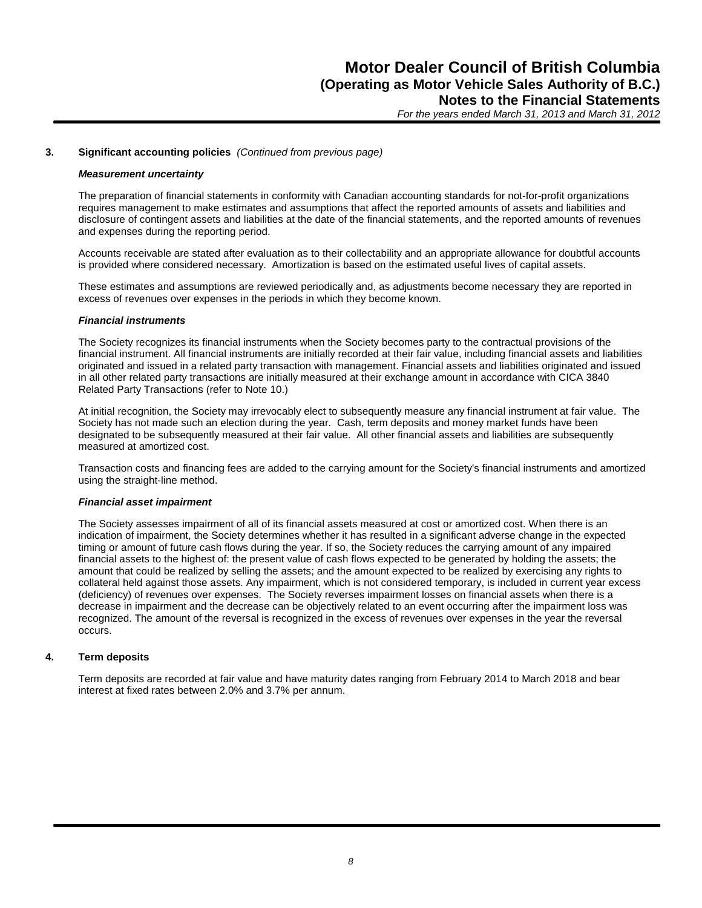### 3. Significant accounting policies *(Continued from previous page)*

***Measurement uncertainty***

The preparation of financial statements in conformity with Canadian accounting standards for not-for-profit organizations requires management to make estimates and assumptions that affect the reported amounts of assets and liabilities and disclosure of contingent assets and liabilities at the date of the financial statements, and the reported amounts of revenues and expenses during the reporting period.

Accounts receivable are stated after evaluation as to their collectability and an appropriate allowance for doubtful accounts is provided where considered necessary. Amortization is based on the estimated useful lives of capital assets.

These estimates and assumptions are reviewed periodically and, as adjustments become necessary they are reported in excess of revenues over expenses in the periods in which they become known.

***Financial instruments***

The Society recognizes its financial instruments when the Society becomes party to the contractual provisions of the financial instrument. All financial instruments are initially recorded at their fair value, including financial assets and liabilities originated and issued in a related party transaction with management. Financial assets and liabilities originated and issued in all other related party transactions are initially measured at their exchange amount in accordance with CICA 3840 Related Party Transactions (refer to Note 10.)

At initial recognition, the Society may irrevocably elect to subsequently measure any financial instrument at fair value. The Society has not made such an election during the year. Cash, term deposits and money market funds have been designated to be subsequently measured at their fair value. All other financial assets and liabilities are subsequently measured at amortized cost.

Transaction costs and financing fees are added to the carrying amount for the Society's financial instruments and amortized using the straight-line method.

***Financial asset impairment***

The Society assesses impairment of all of its financial assets measured at cost or amortized cost. When there is an indication of impairment, the Society determines whether it has resulted in a significant adverse change in the expected timing or amount of future cash flows during the year. If so, the Society reduces the carrying amount of any impaired financial assets to the highest of: the present value of cash flows expected to be generated by holding the assets; the amount that could be realized by selling the assets; and the amount expected to be realized by exercising any rights to collateral held against those assets. Any impairment, which is not considered temporary, is included in current year excess (deficiency) of revenues over expenses. The Society reverses impairment losses on financial assets when there is a decrease in impairment and the decrease can be objectively related to an event occurring after the impairment loss was recognized. The amount of the reversal is recognized in the excess of revenues over expenses in the year the reversal occurs.

### 4. Term deposits

Term deposits are recorded at fair value and have maturity dates ranging from February 2014 to March 2018 and bear interest at fixed rates between 2.0% and 3.7% per annum.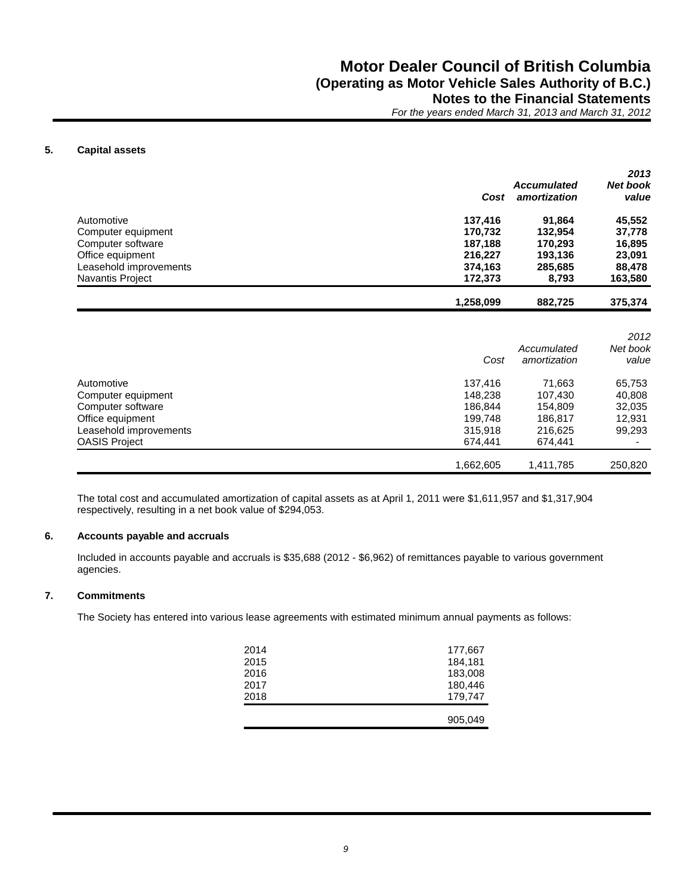# Motor Dealer Council of British Columbia
## (Operating as Motor Vehicle Sales Authority of B.C.)
### Notes to the Financial Statements
*For the years ended March 31, 2013 and March 31, 2012*

**5. Capital assets**

| | ***Cost*** | ***Accumulated amortization*** | ***2013 Net book value*** |
|---|---|---|---|
| Automotive | **137,416** | **91,864** | **45,552** |
| Computer equipment | **170,732** | **132,954** | **37,778** |
| Computer software | **187,188** | **170,293** | **16,895** |
| Office equipment | **216,227** | **193,136** | **23,091** |
| Leasehold improvements | **374,163** | **285,685** | **88,478** |
| Navantis Project | **172,373** | **8,793** | **163,580** |
| | **1,258,099** | **882,725** | **375,374** |

| | *Cost* | *Accumulated amortization* | *2012 Net book value* |
|---|---|---|---|
| Automotive | 137,416 | 71,663 | 65,753 |
| Computer equipment | 148,238 | 107,430 | 40,808 |
| Computer software | 186,844 | 154,809 | 32,035 |
| Office equipment | 199,748 | 186,817 | 12,931 |
| Leasehold improvements | 315,918 | 216,625 | 99,293 |
| OASIS Project | 674,441 | 674,441 | - |
| | 1,662,605 | 1,411,785 | 250,820 |

The total cost and accumulated amortization of capital assets as at April 1, 2011 were $1,611,957 and $1,317,904 respectively, resulting in a net book value of $294,053.

**6. Accounts payable and accruals**

Included in accounts payable and accruals is $35,688 (2012 - $6,962) of remittances payable to various government agencies.

**7. Commitments**

The Society has entered into various lease agreements with estimated minimum annual payments as follows:

| | |
|---|---|
| 2014 | 177,667 |
| 2015 | 184,181 |
| 2016 | 183,008 |
| 2017 | 180,446 |
| 2018 | 179,747 |
| | 905,049 |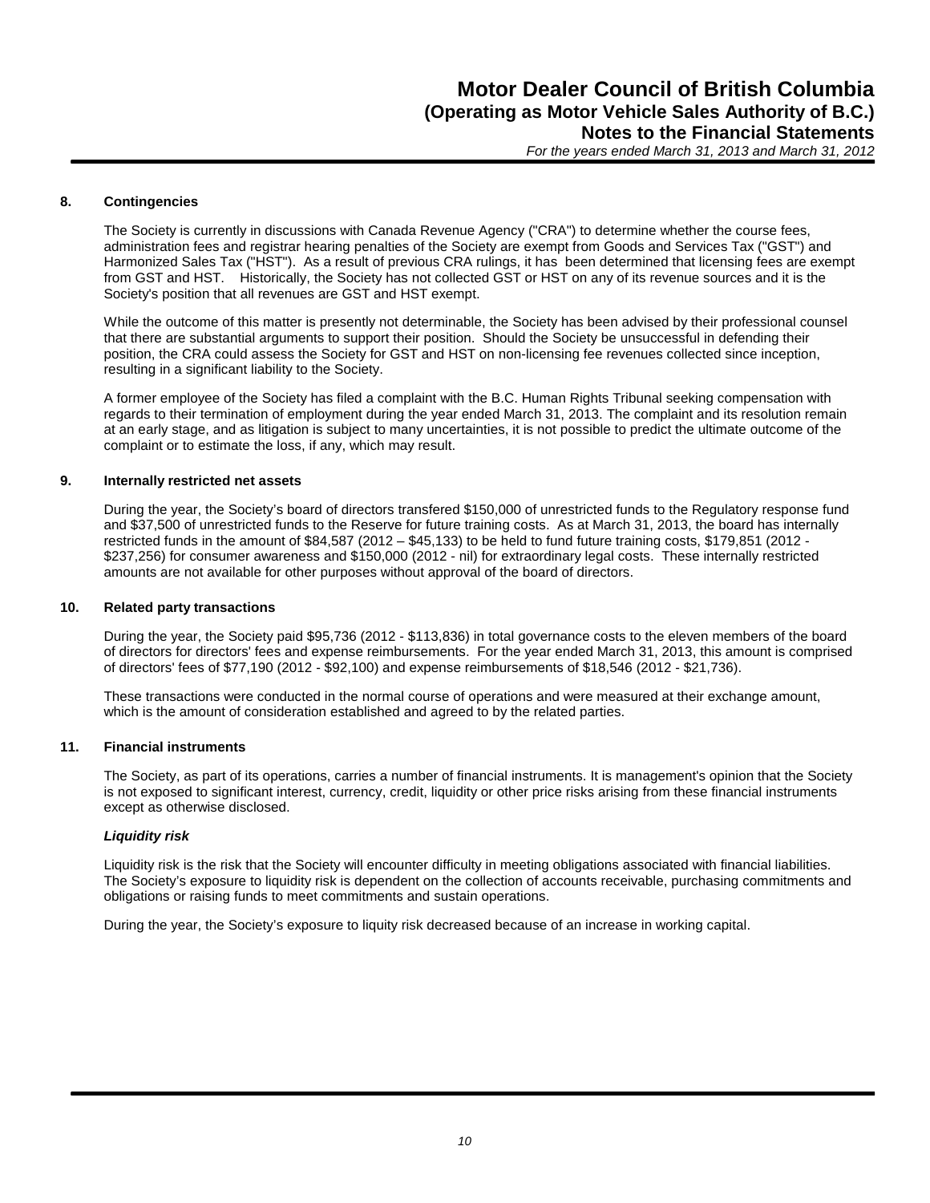## 8. Contingencies

The Society is currently in discussions with Canada Revenue Agency ("CRA") to determine whether the course fees, administration fees and registrar hearing penalties of the Society are exempt from Goods and Services Tax ("GST") and Harmonized Sales Tax ("HST"). As a result of previous CRA rulings, it has been determined that licensing fees are exempt from GST and HST. Historically, the Society has not collected GST or HST on any of its revenue sources and it is the Society's position that all revenues are GST and HST exempt.

While the outcome of this matter is presently not determinable, the Society has been advised by their professional counsel that there are substantial arguments to support their position. Should the Society be unsuccessful in defending their position, the CRA could assess the Society for GST and HST on non-licensing fee revenues collected since inception, resulting in a significant liability to the Society.

A former employee of the Society has filed a complaint with the B.C. Human Rights Tribunal seeking compensation with regards to their termination of employment during the year ended March 31, 2013. The complaint and its resolution remain at an early stage, and as litigation is subject to many uncertainties, it is not possible to predict the ultimate outcome of the complaint or to estimate the loss, if any, which may result.

## 9. Internally restricted net assets

During the year, the Society's board of directors transfered $150,000 of unrestricted funds to the Regulatory response fund and $37,500 of unrestricted funds to the Reserve for future training costs. As at March 31, 2013, the board has internally restricted funds in the amount of $84,587 (2012 – $45,133) to be held to fund future training costs, $179,851 (2012 - $237,256) for consumer awareness and $150,000 (2012 - nil) for extraordinary legal costs. These internally restricted amounts are not available for other purposes without approval of the board of directors.

## 10. Related party transactions

During the year, the Society paid $95,736 (2012 - $113,836) in total governance costs to the eleven members of the board of directors for directors' fees and expense reimbursements. For the year ended March 31, 2013, this amount is comprised of directors' fees of $77,190 (2012 - $92,100) and expense reimbursements of $18,546 (2012 - $21,736).

These transactions were conducted in the normal course of operations and were measured at their exchange amount, which is the amount of consideration established and agreed to by the related parties.

## 11. Financial instruments

The Society, as part of its operations, carries a number of financial instruments. It is management's opinion that the Society is not exposed to significant interest, currency, credit, liquidity or other price risks arising from these financial instruments except as otherwise disclosed.

***Liquidity risk***

Liquidity risk is the risk that the Society will encounter difficulty in meeting obligations associated with financial liabilities. The Society's exposure to liquidity risk is dependent on the collection of accounts receivable, purchasing commitments and obligations or raising funds to meet commitments and sustain operations.

During the year, the Society's exposure to liquity risk decreased because of an increase in working capital.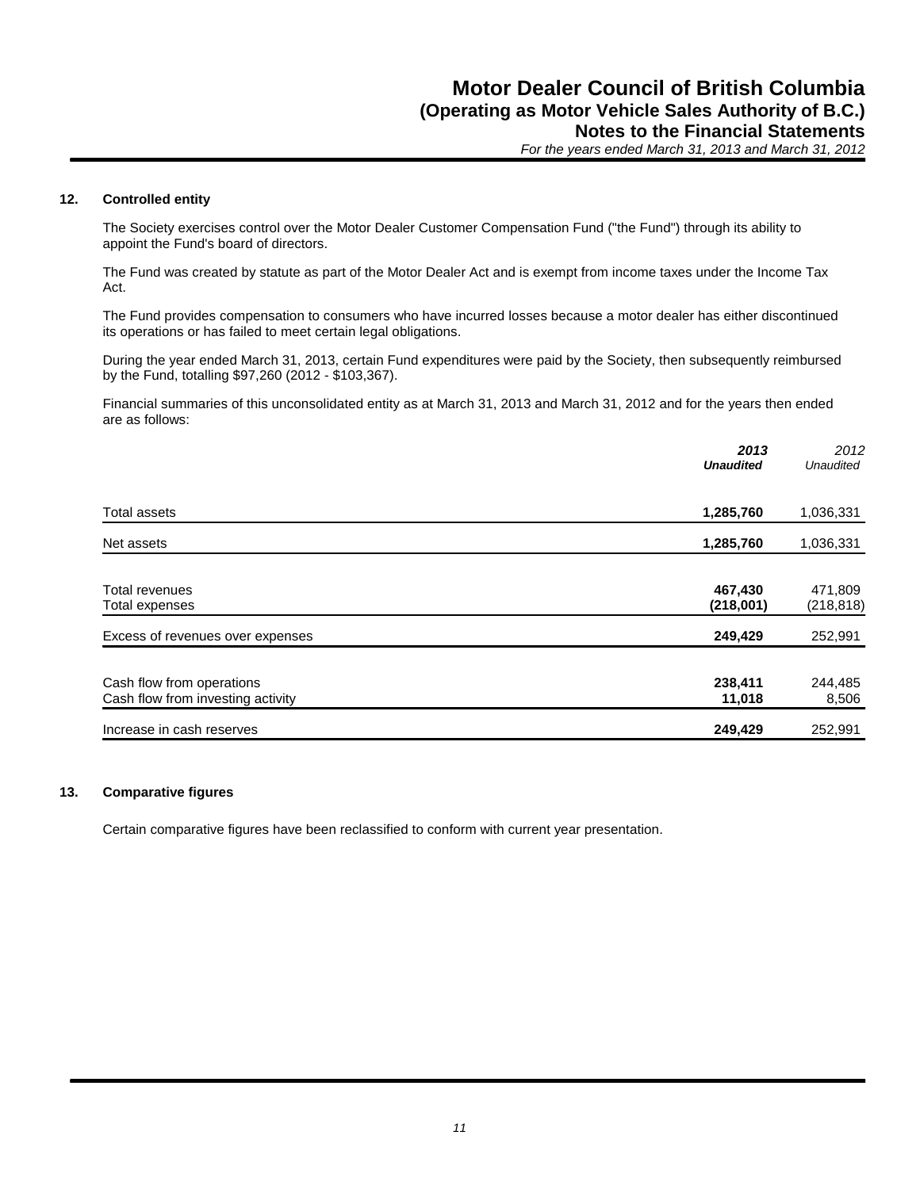## 12. Controlled entity

The Society exercises control over the Motor Dealer Customer Compensation Fund ("the Fund") through its ability to appoint the Fund's board of directors.

The Fund was created by statute as part of the Motor Dealer Act and is exempt from income taxes under the Income Tax Act.

The Fund provides compensation to consumers who have incurred losses because a motor dealer has either discontinued its operations or has failed to meet certain legal obligations.

During the year ended March 31, 2013, certain Fund expenditures were paid by the Society, then subsequently reimbursed by the Fund, totalling $97,260 (2012 - $103,367).

Financial summaries of this unconsolidated entity as at March 31, 2013 and March 31, 2012 and for the years then ended are as follows:

| | ***2013 Unaudited*** | *2012 Unaudited* |
|---|---|---|
| Total assets | **1,285,760** | 1,036,331 |
| Net assets | **1,285,760** | 1,036,331 |
| Total revenues | **467,430** | 471,809 |
| Total expenses | **(218,001)** | (218,818) |
| Excess of revenues over expenses | **249,429** | 252,991 |
| Cash flow from operations | **238,411** | 244,485 |
| Cash flow from investing activity | **11,018** | 8,506 |
| Increase in cash reserves | **249,429** | 252,991 |

## 13. Comparative figures

Certain comparative figures have been reclassified to conform with current year presentation.